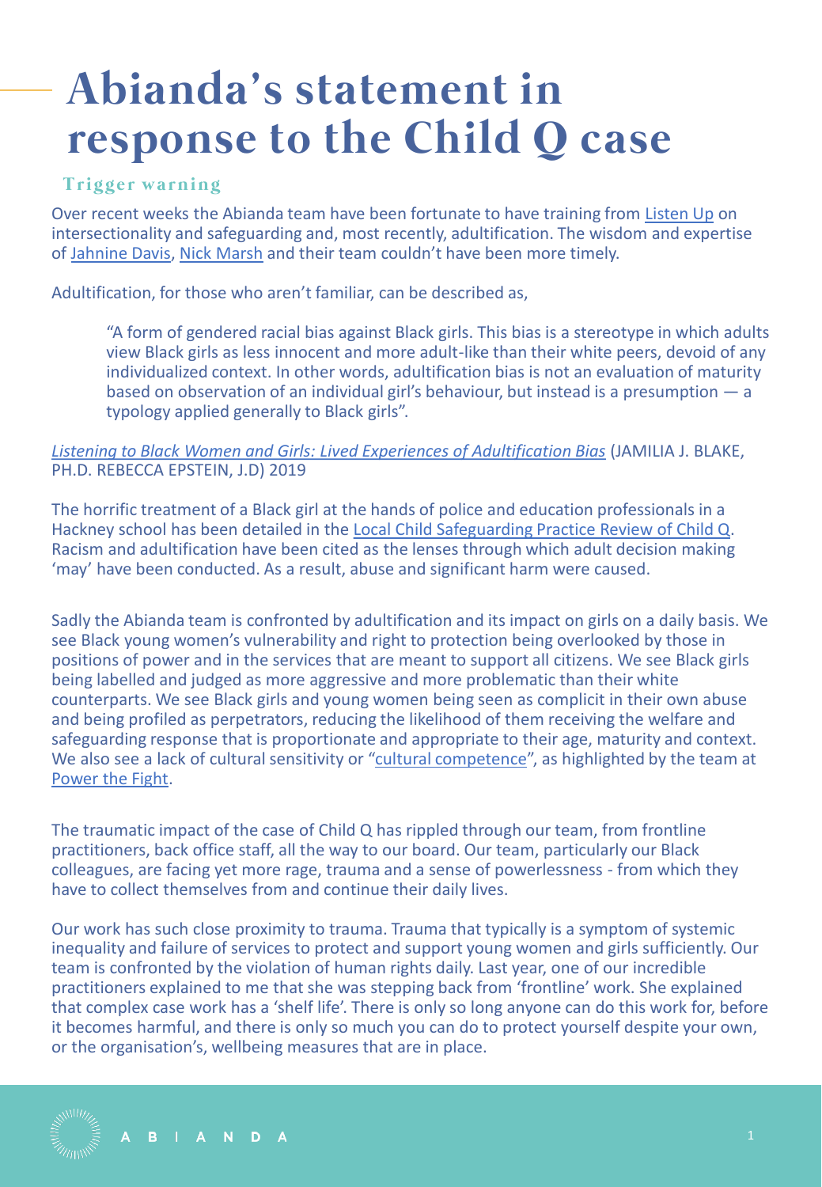# Abianda's statement in response to the Child Q case

## Trigger warning

Over recent weeks the Abianda team have been fortunate to have training from Listen Up on intersectionality and safeguarding and, most recently, adultification. The wisdom and expertise of Jahnine Davis, Nick Marsh and their team couldn't have been more timely.

Adultification, for those who aren't familiar, can be described as,

> "A form of gendered racial bias against Black girls. This bias is a stereotype in which adults view Black girls as less innocent and more adult-like than their white peers, devoid of any individualized context. In other words, adultification bias is not an evaluation of maturity based on observation of an individual girl's behaviour, but instead is a presumption — a typology applied generally to Black girls".

*Listening to Black Women and Girls: Lived Experiences of Adultification Bias* (JAMILIA J. BLAKE, PH.D. REBECCA EPSTEIN, J.D) 2019

The horrific treatment of a Black girl at the hands of police and education professionals in a Hackney school has been detailed in the Local Child Safeguarding Practice Review of Child Q. Racism and adultification have been cited as the lenses through which adult decision making 'may' have been conducted. As a result, abuse and significant harm were caused.

Sadly the Abianda team is confronted by adultification and its impact on girls on a daily basis. We see Black young women's vulnerability and right to protection being overlooked by those in positions of power and in the services that are meant to support all citizens. We see Black girls being labelled and judged as more aggressive and more problematic than their white counterparts. We see Black girls and young women being seen as complicit in their own abuse and being profiled as perpetrators, reducing the likelihood of them receiving the welfare and safeguarding response that is proportionate and appropriate to their age, maturity and context. We also see a lack of cultural sensitivity or "cultural competence", as highlighted by the team at Power the Fight.

The traumatic impact of the case of Child Q has rippled through our team, from frontline practitioners, back office staff, all the way to our board. Our team, particularly our Black colleagues, are facing yet more rage, trauma and a sense of powerlessness - from which they have to collect themselves from and continue their daily lives.

Our work has such close proximity to trauma. Trauma that typically is a symptom of systemic inequality and failure of services to protect and support young women and girls sufficiently. Our team is confronted by the violation of human rights daily. Last year, one of our incredible practitioners explained to me that she was stepping back from 'frontline' work. She explained that complex case work has a 'shelf life'. There is only so long anyone can do this work for, before it becomes harmful, and there is only so much you can do to protect yourself despite your own, or the organisation's, wellbeing measures that are in place.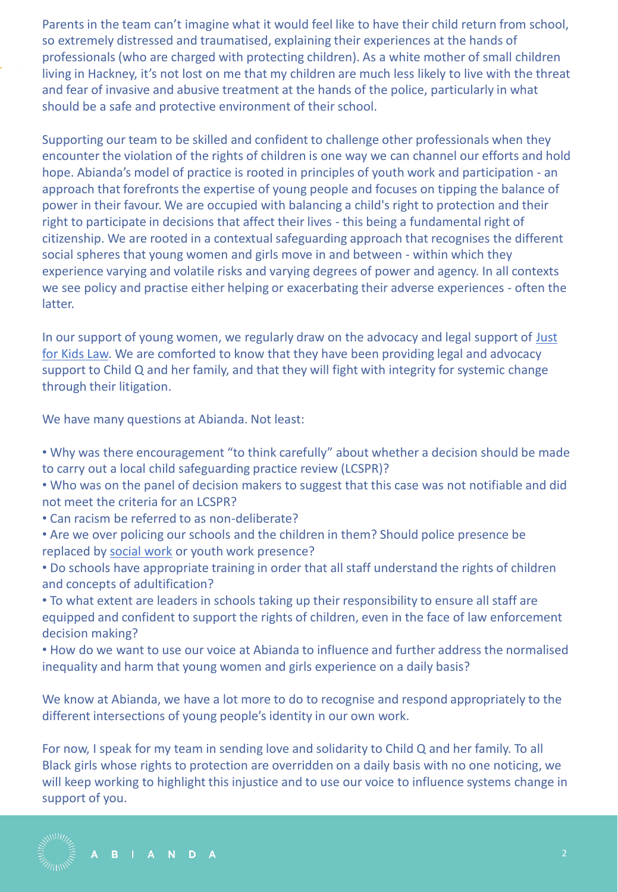Parents in the team can't imagine what it would feel like to have their child return from school, so extremely distressed and traumatised, explaining their experiences at the hands of professionals (who are charged with protecting children). As a white mother of small children living in Hackney, it's not lost on me that my children are much less likely to live with the threat and fear of invasive and abusive treatment at the hands of the police, particularly in what should be a safe and protective environment of their school.

Supporting our team to be skilled and confident to challenge other professionals when they encounter the violation of the rights of children is one way we can channel our efforts and hold hope. Abianda's model of practice is rooted in principles of youth work and participation - an approach that forefronts the expertise of young people and focuses on tipping the balance of power in their favour. We are occupied with balancing a child's right to protection and their right to participate in decisions that affect their lives - this being a fundamental right of citizenship. We are rooted in a contextual safeguarding approach that recognises the different social spheres that young women and girls move in and between - within which they experience varying and volatile risks and varying degrees of power and agency. In all contexts we see policy and practise either helping or exacerbating their adverse experiences - often the latter.

In our support of young women, we regularly draw on the advocacy and legal support of Just for Kids Law. We are comforted to know that they have been providing legal and advocacy support to Child Q and her family, and that they will fight with integrity for systemic change through their litigation.

We have many questions at Abianda. Not least:

- Why was there encouragement "to think carefully" about whether a decision should be made to carry out a local child safeguarding practice review (LCSPR)?
- Who was on the panel of decision makers to suggest that this case was not notifiable and did not meet the criteria for an LCSPR?
- Can racism be referred to as non-deliberate?
- Are we over policing our schools and the children in them? Should police presence be replaced by social work or youth work presence?
- Do schools have appropriate training in order that all staff understand the rights of children and concepts of adultification?
- To what extent are leaders in schools taking up their responsibility to ensure all staff are equipped and confident to support the rights of children, even in the face of law enforcement decision making?
- How do we want to use our voice at Abianda to influence and further address the normalised inequality and harm that young women and girls experience on a daily basis?

We know at Abianda, we have a lot more to do to recognise and respond appropriately to the different intersections of young people's identity in our own work.

For now, I speak for my team in sending love and solidarity to Child Q and her family. To all Black girls whose rights to protection are overridden on a daily basis with no one noticing, we will keep working to highlight this injustice and to use our voice to influence systems change in support of you.